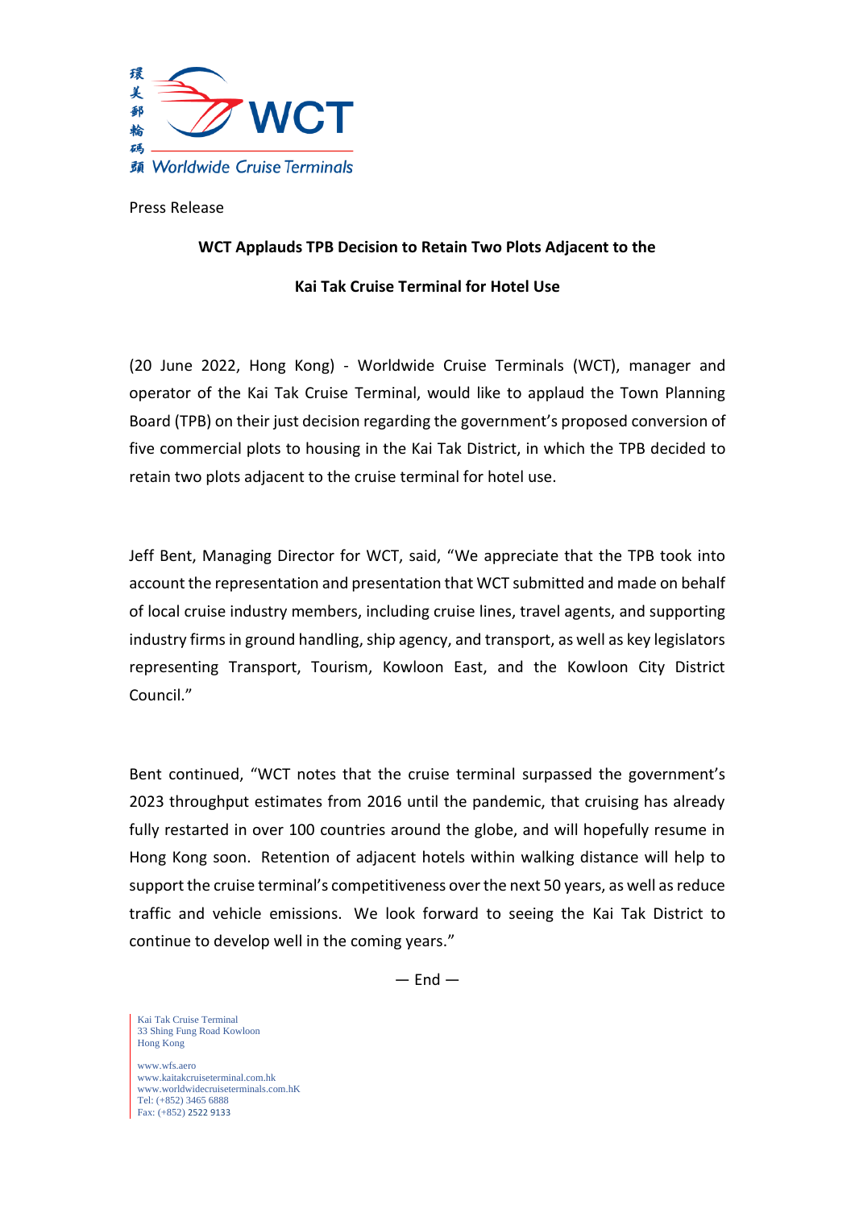環美郵輪碼頭 WCT Worldwide Cruise Terminals

Press Release

**WCT Applauds TPB Decision to Retain Two Plots Adjacent to the**

**Kai Tak Cruise Terminal for Hotel Use**

(20 June 2022, Hong Kong) - Worldwide Cruise Terminals (WCT), manager and operator of the Kai Tak Cruise Terminal, would like to applaud the Town Planning Board (TPB) on their just decision regarding the government's proposed conversion of five commercial plots to housing in the Kai Tak District, in which the TPB decided to retain two plots adjacent to the cruise terminal for hotel use.

Jeff Bent, Managing Director for WCT, said, "We appreciate that the TPB took into account the representation and presentation that WCT submitted and made on behalf of local cruise industry members, including cruise lines, travel agents, and supporting industry firms in ground handling, ship agency, and transport, as well as key legislators representing Transport, Tourism, Kowloon East, and the Kowloon City District Council."

Bent continued, "WCT notes that the cruise terminal surpassed the government's 2023 throughput estimates from 2016 until the pandemic, that cruising has already fully restarted in over 100 countries around the globe, and will hopefully resume in Hong Kong soon. Retention of adjacent hotels within walking distance will help to support the cruise terminal's competitiveness over the next 50 years, as well as reduce traffic and vehicle emissions. We look forward to seeing the Kai Tak District to continue to develop well in the coming years."

— End —

Kai Tak Cruise Terminal
33 Shing Fung Road Kowloon
Hong Kong

www.wfs.aero
www.kaitakcruiseterminal.com.hk
www.worldwidecruiseterminals.com.hK
Tel: (+852) 3465 6888
Fax: (+852) 2522 9133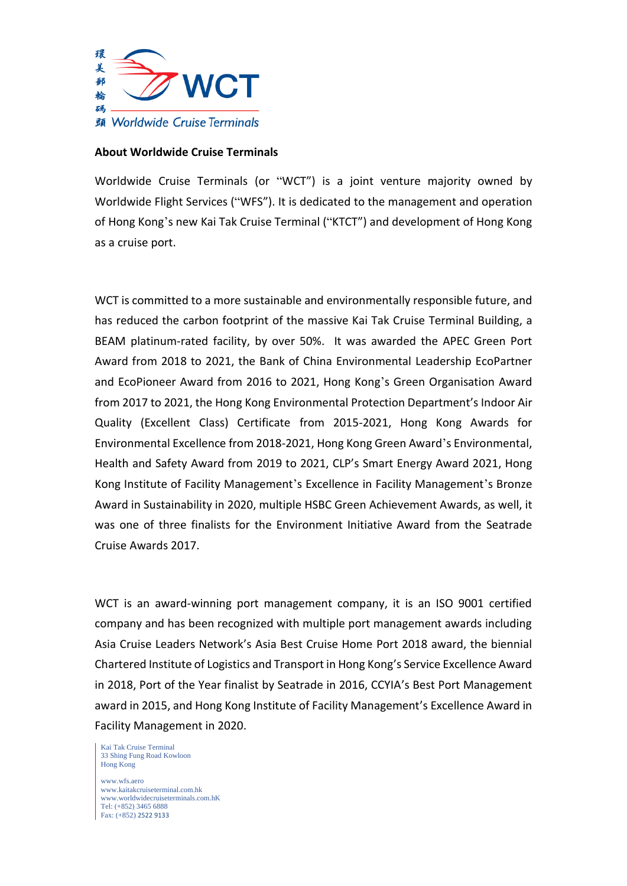**About Worldwide Cruise Terminals**

Worldwide Cruise Terminals (or "WCT") is a joint venture majority owned by Worldwide Flight Services ("WFS"). It is dedicated to the management and operation of Hong Kong's new Kai Tak Cruise Terminal ("KTCT") and development of Hong Kong as a cruise port.

WCT is committed to a more sustainable and environmentally responsible future, and has reduced the carbon footprint of the massive Kai Tak Cruise Terminal Building, a BEAM platinum-rated facility, by over 50%. It was awarded the APEC Green Port Award from 2018 to 2021, the Bank of China Environmental Leadership EcoPartner and EcoPioneer Award from 2016 to 2021, Hong Kong's Green Organisation Award from 2017 to 2021, the Hong Kong Environmental Protection Department's Indoor Air Quality (Excellent Class) Certificate from 2015-2021, Hong Kong Awards for Environmental Excellence from 2018-2021, Hong Kong Green Award's Environmental, Health and Safety Award from 2019 to 2021, CLP's Smart Energy Award 2021, Hong Kong Institute of Facility Management's Excellence in Facility Management's Bronze Award in Sustainability in 2020, multiple HSBC Green Achievement Awards, as well, it was one of three finalists for the Environment Initiative Award from the Seatrade Cruise Awards 2017.

WCT is an award-winning port management company, it is an ISO 9001 certified company and has been recognized with multiple port management awards including Asia Cruise Leaders Network's Asia Best Cruise Home Port 2018 award, the biennial Chartered Institute of Logistics and Transport in Hong Kong's Service Excellence Award in 2018, Port of the Year finalist by Seatrade in 2016, CCYIA's Best Port Management award in 2015, and Hong Kong Institute of Facility Management's Excellence Award in Facility Management in 2020.

Kai Tak Cruise Terminal
33 Shing Fung Road Kowloon
Hong Kong

www.wfs.aero
www.kaitakcruiseterminal.com.hk
www.worldwidecruiseterminals.com.hK
Tel: (+852) 3465 6888
Fax: (+852) 2522 9133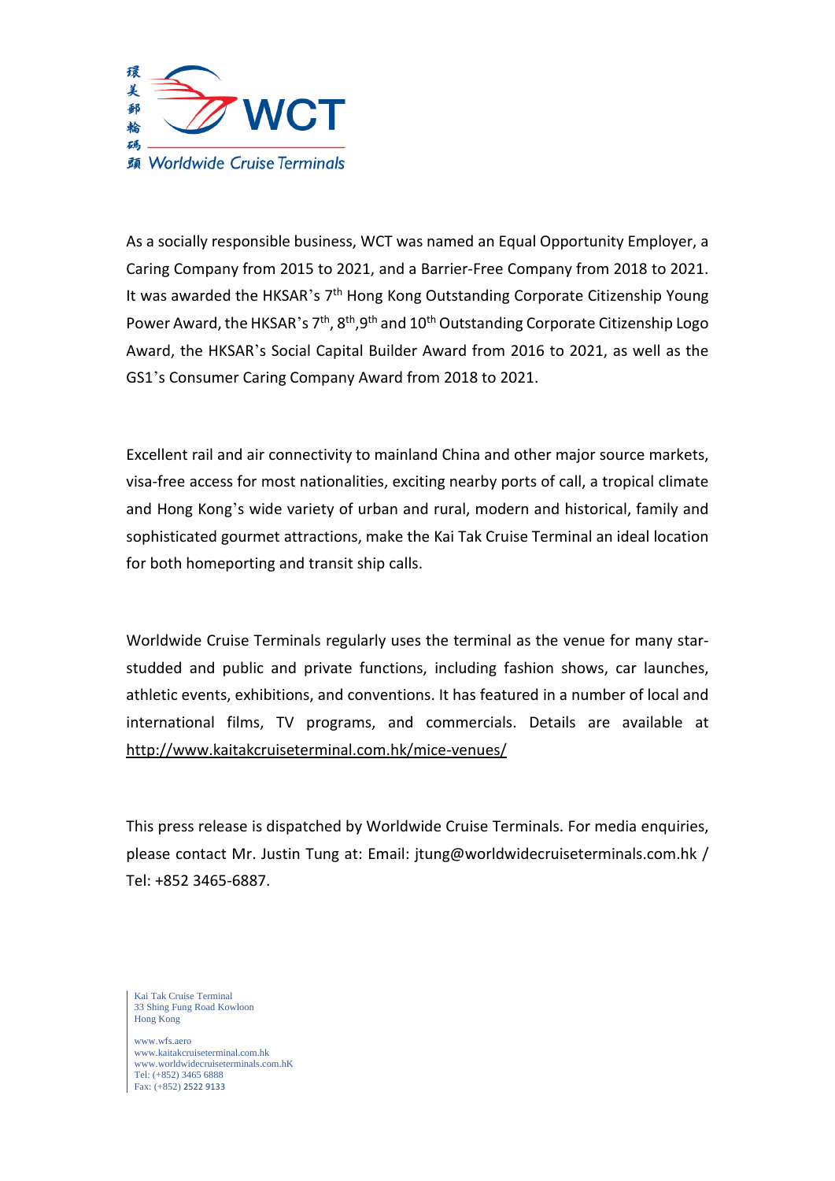As a socially responsible business, WCT was named an Equal Opportunity Employer, a Caring Company from 2015 to 2021, and a Barrier-Free Company from 2018 to 2021. It was awarded the HKSAR's 7th Hong Kong Outstanding Corporate Citizenship Young Power Award, the HKSAR's 7th, 8th, 9th and 10th Outstanding Corporate Citizenship Logo Award, the HKSAR's Social Capital Builder Award from 2016 to 2021, as well as the GS1's Consumer Caring Company Award from 2018 to 2021.

Excellent rail and air connectivity to mainland China and other major source markets, visa-free access for most nationalities, exciting nearby ports of call, a tropical climate and Hong Kong's wide variety of urban and rural, modern and historical, family and sophisticated gourmet attractions, make the Kai Tak Cruise Terminal an ideal location for both homeporting and transit ship calls.

Worldwide Cruise Terminals regularly uses the terminal as the venue for many star-studded and public and private functions, including fashion shows, car launches, athletic events, exhibitions, and conventions. It has featured in a number of local and international films, TV programs, and commercials. Details are available at http://www.kaitakcruiseterminal.com.hk/mice-venues/

This press release is dispatched by Worldwide Cruise Terminals. For media enquiries, please contact Mr. Justin Tung at: Email: jtung@worldwidecruiseterminals.com.hk / Tel: +852 3465-6887.

Kai Tak Cruise Terminal
33 Shing Fung Road Kowloon
Hong Kong

www.wfs.aero
www.kaitakcruiseterminal.com.hk
www.worldwidecruiseterminals.com.hK
Tel: (+852) 3465 6888
Fax: (+852) 2522 9133